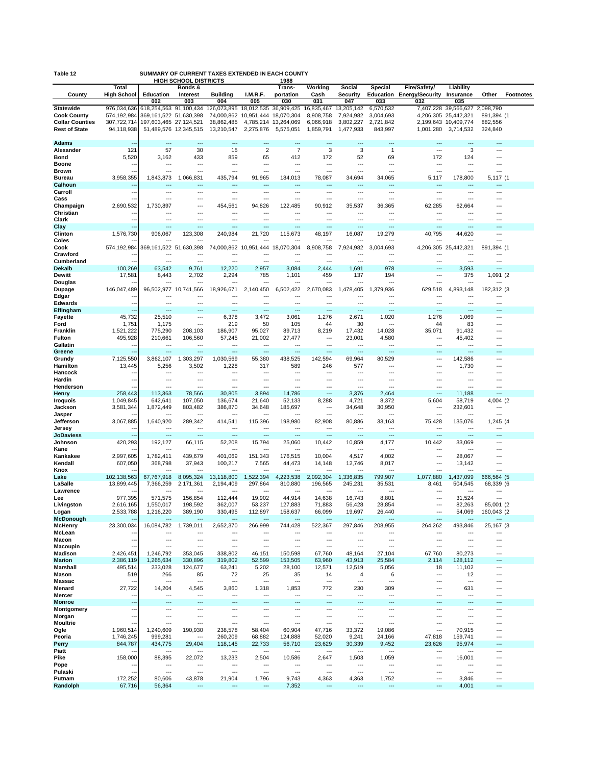**Table 12** SUMMARY OF CURRENT TAXES EXTENDED IN EACH COUNTY HIGH SCHOOL DISTRICTS 1988

| County | Total High School | Education 002 | Bonds & Interest 003 | Building 004 | I.M.R.F. 005 | Trans-portation 030 | Working Cash 031 | Social Security 047 | Special Education 033 | Fire/Safety/ Energy/Security 032 | Liability Insurance 035 | Other | Footnotes |
|---|---|---|---|---|---|---|---|---|---|---|---|---|---|
| **Statewide** | 976,034,636 | 618,254,563 | 91,100,434 | 126,073,895 | 18,012,535 | 36,909,425 | 16,835,467 | 13,205,142 | 6,570,532 | 7,407,228 | 39,566,627 | 2,098,790 | |
| **Cook County** | 574,192,984 | 369,161,522 | 51,630,398 | 74,000,862 | 10,951,444 | 18,070,304 | 8,908,758 | 7,924,982 | 3,004,693 | 4,206,305 | 25,442,321 | 891,394 | (1 |
| **Collar Counties** | 307,722,714 | 197,603,465 | 27,124,521 | 38,862,485 | 4,785,214 | 13,264,069 | 6,066,918 | 3,802,227 | 2,721,842 | 2,199,643 | 10,409,774 | 882,556 | |
| **Rest of State** | 94,118,938 | 51,489,576 | 12,345,515 | 13,210,547 | 2,275,876 | 5,575,051 | 1,859,791 | 1,477,933 | 843,997 | 1,001,280 | 3,714,532 | 324,840 | |
| **Adams** | --- | --- | --- | --- | --- | --- | --- | --- | --- | --- | --- | --- | |
| **Alexander** | 121 | 57 | 30 | 15 | 2 | 7 | 3 | 3 | 1 | --- | 3 | --- | |
| **Bond** | 5,520 | 3,162 | 433 | 859 | 65 | 412 | 172 | 52 | 69 | 172 | 124 | --- | |
| **Boone** | --- | --- | --- | --- | --- | --- | --- | --- | --- | --- | --- | --- | |
| **Brown** | --- | --- | --- | --- | --- | --- | --- | --- | --- | --- | --- | --- | |
| **Bureau** | 3,958,355 | 1,843,873 | 1,066,831 | 435,794 | 91,965 | 184,013 | 78,087 | 34,694 | 34,065 | 5,117 | 178,800 | 5,117 | (1 |
| **Calhoun** | --- | --- | --- | --- | --- | --- | --- | --- | --- | --- | --- | --- | |
| **Carroll** | --- | --- | --- | --- | --- | --- | --- | --- | --- | --- | --- | --- | |
| **Cass** | --- | --- | --- | --- | --- | --- | --- | --- | --- | --- | --- | --- | |
| **Champaign** | 2,690,532 | 1,730,897 | --- | 454,561 | 94,826 | 122,485 | 90,912 | 35,537 | 36,365 | 62,285 | 62,664 | --- | |
| **Christian** | --- | --- | --- | --- | --- | --- | --- | --- | --- | --- | --- | --- | |
| **Clark** | --- | --- | --- | --- | --- | --- | --- | --- | --- | --- | --- | --- | |
| **Clay** | --- | --- | --- | --- | --- | --- | --- | --- | --- | --- | --- | --- | |
| **Clinton** | 1,576,730 | 906,067 | 123,308 | 240,984 | 21,720 | 115,673 | 48,197 | 16,087 | 19,279 | 40,795 | 44,620 | --- | |
| **Coles** | --- | --- | --- | --- | --- | --- | --- | --- | --- | --- | --- | --- | |
| **Cook** | 574,192,984 | 369,161,522 | 51,630,398 | 74,000,862 | 10,951,444 | 18,070,304 | 8,908,758 | 7,924,982 | 3,004,693 | 4,206,305 | 25,442,321 | 891,394 | (1 |
| **Crawford** | --- | --- | --- | --- | --- | --- | --- | --- | --- | --- | --- | --- | |
| **Cumberland** | --- | --- | --- | --- | --- | --- | --- | --- | --- | --- | --- | --- | |
| **Dekalb** | 100,269 | 63,542 | 9,761 | 12,220 | 2,957 | 3,084 | 2,444 | 1,691 | 978 | --- | 3,593 | --- | |
| **Dewitt** | 17,581 | 8,443 | 2,702 | 2,294 | 785 | 1,101 | 459 | 137 | 194 | --- | 375 | 1,091 | (2 |
| **Douglas** | --- | --- | --- | --- | --- | --- | --- | --- | --- | --- | --- | --- | |
| **Dupage** | 146,047,489 | 96,502,977 | 10,741,566 | 18,926,671 | 2,140,450 | 6,502,422 | 2,670,083 | 1,478,405 | 1,379,936 | 629,518 | 4,893,148 | 182,312 | (3 |
| **Edgar** | --- | --- | --- | --- | --- | --- | --- | --- | --- | --- | --- | --- | |
| **Edwards** | --- | --- | --- | --- | --- | --- | --- | --- | --- | --- | --- | --- | |
| **Effingham** | --- | --- | --- | --- | --- | --- | --- | --- | --- | --- | --- | --- | |
| **Fayette** | 45,732 | 25,510 | --- | 6,378 | 3,472 | 3,061 | 1,276 | 2,671 | 1,020 | 1,276 | 1,069 | --- | |
| **Ford** | 1,751 | 1,175 | --- | 219 | 50 | 105 | 44 | 30 | --- | 44 | 83 | --- | |
| **Franklin** | 1,521,222 | 775,290 | 208,103 | 186,907 | 95,027 | 89,713 | 8,219 | 17,432 | 14,028 | 35,071 | 91,432 | --- | |
| **Fulton** | 495,928 | 210,661 | 106,560 | 57,245 | 21,002 | 27,477 | --- | 23,001 | 4,580 | --- | 45,402 | --- | |
| **Gallatin** | --- | --- | --- | --- | --- | --- | --- | --- | --- | --- | --- | --- | |
| **Greene** | --- | --- | --- | --- | --- | --- | --- | --- | --- | --- | --- | --- | |
| **Grundy** | 7,125,550 | 3,862,107 | 1,303,297 | 1,030,569 | 55,380 | 438,525 | 142,594 | 69,964 | 80,529 | --- | 142,586 | --- | |
| **Hamilton** | 13,445 | 5,256 | 3,502 | 1,228 | 317 | 589 | 246 | 577 | --- | --- | 1,730 | --- | |
| **Hancock** | --- | --- | --- | --- | --- | --- | --- | --- | --- | --- | --- | --- | |
| **Hardin** | --- | --- | --- | --- | --- | --- | --- | --- | --- | --- | --- | --- | |
| **Henderson** | --- | --- | --- | --- | --- | --- | --- | --- | --- | --- | --- | --- | |
| **Henry** | 258,443 | 113,363 | 78,566 | 30,805 | 3,894 | 14,786 | --- | 3,376 | 2,464 | --- | 11,188 | --- | |
| **Iroquois** | 1,049,845 | 642,641 | 107,050 | 136,674 | 21,640 | 52,133 | 8,288 | 4,721 | 8,372 | 5,604 | 58,719 | 4,004 | (2 |
| **Jackson** | 3,581,344 | 1,872,449 | 803,482 | 386,870 | 34,648 | 185,697 | --- | 34,648 | 30,950 | --- | 232,601 | --- | |
| **Jasper** | --- | --- | --- | --- | --- | --- | --- | --- | --- | --- | --- | --- | |
| **Jefferson** | 3,067,885 | 1,640,920 | 289,342 | 414,541 | 115,396 | 198,980 | 82,908 | 80,886 | 33,163 | 75,428 | 135,076 | 1,245 | (4 |
| **Jersey** | --- | --- | --- | --- | --- | --- | --- | --- | --- | --- | --- | --- | |
| **JoDaviess** | --- | --- | --- | --- | --- | --- | --- | --- | --- | --- | --- | --- | |
| **Johnson** | 420,293 | 192,127 | 66,115 | 52,208 | 15,794 | 25,060 | 10,442 | 10,859 | 4,177 | 10,442 | 33,069 | --- | |
| **Kane** | --- | --- | --- | --- | --- | --- | --- | --- | --- | --- | --- | --- | |
| **Kankakee** | 2,997,605 | 1,782,411 | 439,679 | 401,069 | 151,343 | 176,515 | 10,004 | 4,517 | 4,002 | --- | 28,067 | --- | |
| **Kendall** | 607,050 | 368,798 | 37,943 | 100,217 | 7,565 | 44,473 | 14,148 | 12,746 | 8,017 | --- | 13,142 | --- | |
| **Knox** | --- | --- | --- | --- | --- | --- | --- | --- | --- | --- | --- | --- | |
| **Lake** | 102,138,563 | 67,767,918 | 8,095,324 | 13,118,800 | 1,522,394 | 4,223,538 | 2,092,304 | 1,336,835 | 799,907 | 1,077,880 | 1,437,099 | 666,564 | (5 |
| **LaSalle** | 13,899,445 | 7,366,259 | 2,171,361 | 2,194,409 | 297,864 | 810,880 | 196,565 | 245,231 | 35,531 | 8,461 | 504,545 | 68,339 | (6 |
| **Lawrence** | --- | --- | --- | --- | --- | --- | --- | --- | --- | --- | --- | --- | |
| **Lee** | 977,395 | 571,575 | 156,854 | 112,444 | 19,902 | 44,914 | 14,638 | 16,743 | 8,801 | --- | 31,524 | --- | |
| **Livingston** | 2,616,165 | 1,550,017 | 198,592 | 362,007 | 53,237 | 127,883 | 71,883 | 56,428 | 28,854 | --- | 82,263 | 85,001 | (2 |
| **Logan** | 2,533,788 | 1,216,220 | 389,190 | 330,495 | 112,897 | 158,637 | 66,099 | 19,697 | 26,440 | --- | 54,069 | 160,043 | (2 |
| **McDonough** | --- | --- | --- | --- | --- | --- | --- | --- | --- | --- | --- | --- | |
| **McHenry** | 23,300,034 | 16,084,782 | 1,739,011 | 2,652,370 | 266,999 | 744,428 | 522,367 | 297,846 | 208,955 | 264,262 | 493,846 | 25,167 | (3 |
| **McLean** | --- | --- | --- | --- | --- | --- | --- | --- | --- | --- | --- | --- | |
| **Macon** | --- | --- | --- | --- | --- | --- | --- | --- | --- | --- | --- | --- | |
| **Macoupin** | --- | --- | --- | --- | --- | --- | --- | --- | --- | --- | --- | --- | |
| **Madison** | 2,426,451 | 1,246,792 | 353,045 | 338,802 | 46,151 | 150,598 | 67,760 | 48,164 | 27,104 | 67,760 | 80,273 | --- | |
| **Marion** | 2,386,119 | 1,265,634 | 330,896 | 319,802 | 52,599 | 153,505 | 63,960 | 43,913 | 25,584 | 2,114 | 128,112 | --- | |
| **Marshall** | 495,514 | 233,028 | 124,677 | 63,241 | 5,202 | 28,100 | 12,571 | 12,519 | 5,056 | 18 | 11,102 | --- | |
| **Mason** | 519 | 266 | 85 | 72 | 25 | 35 | 14 | 4 | 6 | --- | 12 | --- | |
| **Massac** | --- | --- | --- | --- | --- | --- | --- | --- | --- | --- | --- | --- | |
| **Menard** | 27,722 | 14,204 | 4,545 | 3,860 | 1,318 | 1,853 | 772 | 230 | 309 | --- | 631 | --- | |
| **Mercer** | --- | --- | --- | --- | --- | --- | --- | --- | --- | --- | --- | --- | |
| **Monroe** | --- | --- | --- | --- | --- | --- | --- | --- | --- | --- | --- | --- | |
| **Montgomery** | --- | --- | --- | --- | --- | --- | --- | --- | --- | --- | --- | --- | |
| **Morgan** | --- | --- | --- | --- | --- | --- | --- | --- | --- | --- | --- | --- | |
| **Moultrie** | --- | --- | --- | --- | --- | --- | --- | --- | --- | --- | --- | --- | |
| **Ogle** | 1,960,514 | 1,240,609 | 190,930 | 238,578 | 58,404 | 60,904 | 47,716 | 33,372 | 19,086 | --- | 70,915 | --- | |
| **Peoria** | 1,746,245 | 999,281 | --- | 260,209 | 68,882 | 124,888 | 52,020 | 9,241 | 24,166 | 47,818 | 159,741 | --- | |
| **Perry** | 844,787 | 434,775 | 29,404 | 118,145 | 22,733 | 56,710 | 23,629 | 30,339 | 9,452 | 23,626 | 95,974 | --- | |
| **Piatt** | --- | --- | --- | --- | --- | --- | --- | --- | --- | --- | --- | --- | |
| **Pike** | 158,000 | 88,395 | 22,072 | 13,233 | 2,504 | 10,586 | 2,647 | 1,503 | 1,059 | --- | 16,001 | --- | |
| **Pope** | --- | --- | --- | --- | --- | --- | --- | --- | --- | --- | --- | --- | |
| **Pulaski** | --- | --- | --- | --- | --- | --- | --- | --- | --- | --- | --- | --- | |
| **Putnam** | 172,252 | 80,606 | 43,878 | 21,904 | 1,796 | 9,743 | 4,363 | 4,363 | 1,752 | --- | 3,846 | --- | |
| **Randolph** | 67,716 | 56,364 | --- | --- | --- | 7,352 | --- | --- | --- | --- | 4,001 | --- | |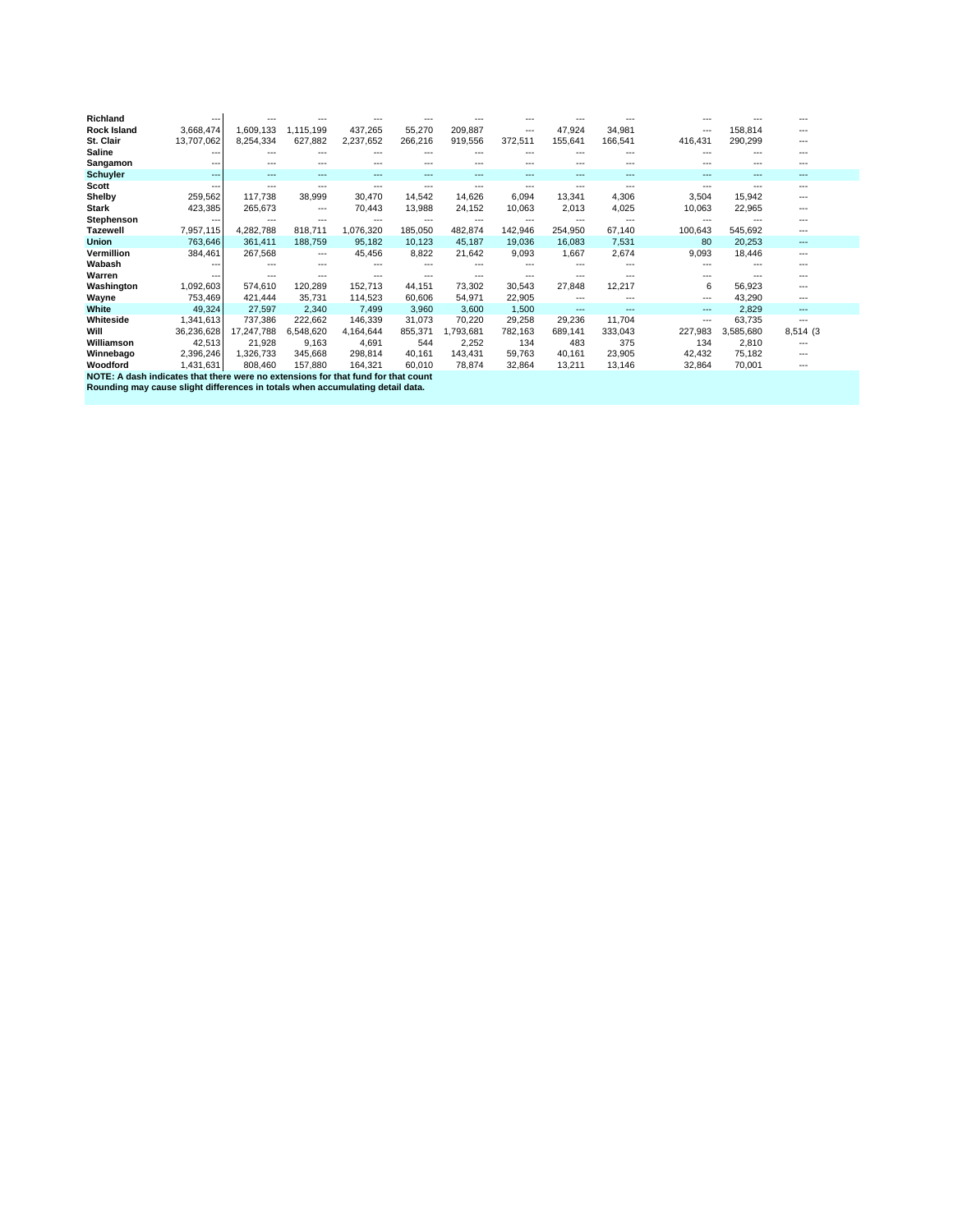| | | | | | | | | | | | | |
|---|---|---|---|---|---|---|---|---|---|---|---|---|
| **Richland** | --- | --- | --- | --- | --- | --- | --- | --- | --- | --- | --- | --- |
| **Rock Island** | 3,668,474 | 1,609,133 | 1,115,199 | 437,265 | 55,270 | 209,887 | --- | 47,924 | 34,981 | --- | 158,814 | --- |
| **St. Clair** | 13,707,062 | 8,254,334 | 627,882 | 2,237,652 | 266,216 | 919,556 | 372,511 | 155,641 | 166,541 | 416,431 | 290,299 | --- |
| **Saline** | --- | --- | --- | --- | --- | --- | --- | --- | --- | --- | --- | --- |
| **Sangamon** | --- | --- | --- | --- | --- | --- | --- | --- | --- | --- | --- | --- |
| **Schuyler** | --- | --- | --- | --- | --- | --- | --- | --- | --- | --- | --- | --- |
| **Scott** | --- | --- | --- | --- | --- | --- | --- | --- | --- | --- | --- | --- |
| **Shelby** | 259,562 | 117,738 | 38,999 | 30,470 | 14,542 | 14,626 | 6,094 | 13,341 | 4,306 | 3,504 | 15,942 | --- |
| **Stark** | 423,385 | 265,673 | --- | 70,443 | 13,988 | 24,152 | 10,063 | 2,013 | 4,025 | 10,063 | 22,965 | --- |
| **Stephenson** | --- | --- | --- | --- | --- | --- | --- | --- | --- | --- | --- | --- |
| **Tazewell** | 7,957,115 | 4,282,788 | 818,711 | 1,076,320 | 185,050 | 482,874 | 142,946 | 254,950 | 67,140 | 100,643 | 545,692 | --- |
| **Union** | 763,646 | 361,411 | 188,759 | 95,182 | 10,123 | 45,187 | 19,036 | 16,083 | 7,531 | 80 | 20,253 | --- |
| **Vermillion** | 384,461 | 267,568 | --- | 45,456 | 8,822 | 21,642 | 9,093 | 1,667 | 2,674 | 9,093 | 18,446 | --- |
| **Wabash** | --- | --- | --- | --- | --- | --- | --- | --- | --- | --- | --- | --- |
| **Warren** | --- | --- | --- | --- | --- | --- | --- | --- | --- | --- | --- | --- |
| **Washington** | 1,092,603 | 574,610 | 120,289 | 152,713 | 44,151 | 73,302 | 30,543 | 27,848 | 12,217 | 6 | 56,923 | --- |
| **Wayne** | 753,469 | 421,444 | 35,731 | 114,523 | 60,606 | 54,971 | 22,905 | --- | --- | --- | 43,290 | --- |
| **White** | 49,324 | 27,597 | 2,340 | 7,499 | 3,960 | 3,600 | 1,500 | --- | --- | --- | 2,829 | --- |
| **Whiteside** | 1,341,613 | 737,386 | 222,662 | 146,339 | 31,073 | 70,220 | 29,258 | 29,236 | 11,704 | --- | 63,735 | --- |
| **Will** | 36,236,628 | 17,247,788 | 6,548,620 | 4,164,644 | 855,371 | 1,793,681 | 782,163 | 689,141 | 333,043 | 227,983 | 3,585,680 | 8,514 (3 |
| **Williamson** | 42,513 | 21,928 | 9,163 | 4,691 | 544 | 2,252 | 134 | 483 | 375 | 134 | 2,810 | --- |
| **Winnebago** | 2,396,246 | 1,326,733 | 345,668 | 298,814 | 40,161 | 143,431 | 59,763 | 40,161 | 23,905 | 42,432 | 75,182 | --- |
| **Woodford** | 1,431,631 | 808,460 | 157,880 | 164,321 | 60,010 | 78,874 | 32,864 | 13,211 | 13,146 | 32,864 | 70,001 | --- |

**NOTE: A dash indicates that there were no extensions for that fund for that count**
**Rounding may cause slight differences in totals when accumulating detail data.**